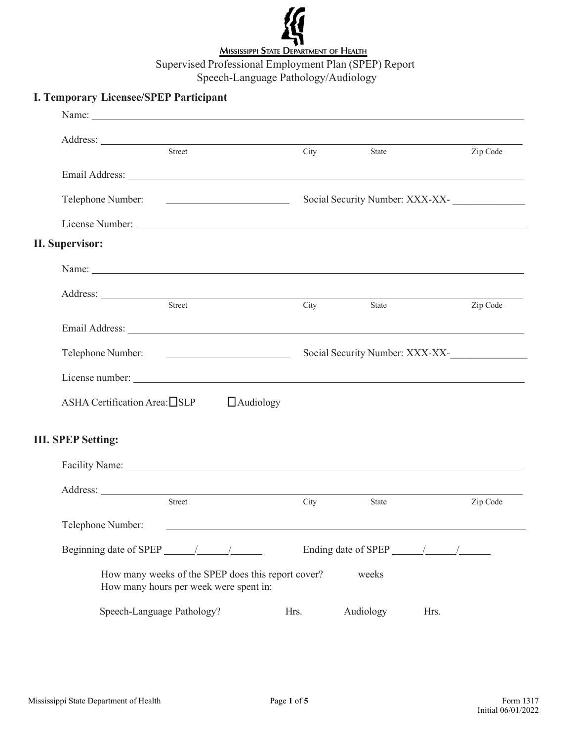**Mississippi State Department of Health**

# Supervised Professional Employment Plan (SPEP) Report
## Speech-Language Pathology/Audiology

## I. Temporary Licensee/SPEP Participant

Name: ______________________________________________

Address: ______________________________________________
Street City State Zip Code

Email Address: ______________________________________________

Telephone Number: ____________________ Social Security Number: XXX-XX- ____________

License Number: ______________________________________________

## II. Supervisor:

Name: ______________________________________________

Address: ______________________________________________
Street City State Zip Code

Email Address: ______________________________________________

Telephone Number: ____________________ Social Security Number: XXX-XX-____________

License number: ______________________________________________

ASHA Certification Area: ☐SLP ☐Audiology

## III. SPEP Setting:

Facility Name: ______________________________________________

Address: ______________________________________________
Street City State Zip Code

Telephone Number: ______________________________________________

Beginning date of SPEP _____/_____/_____ Ending date of SPEP _____/_____/_____

How many weeks of the SPEP does this report cover? weeks
How many hours per week were spent in:

Speech-Language Pathology? Hrs. Audiology Hrs.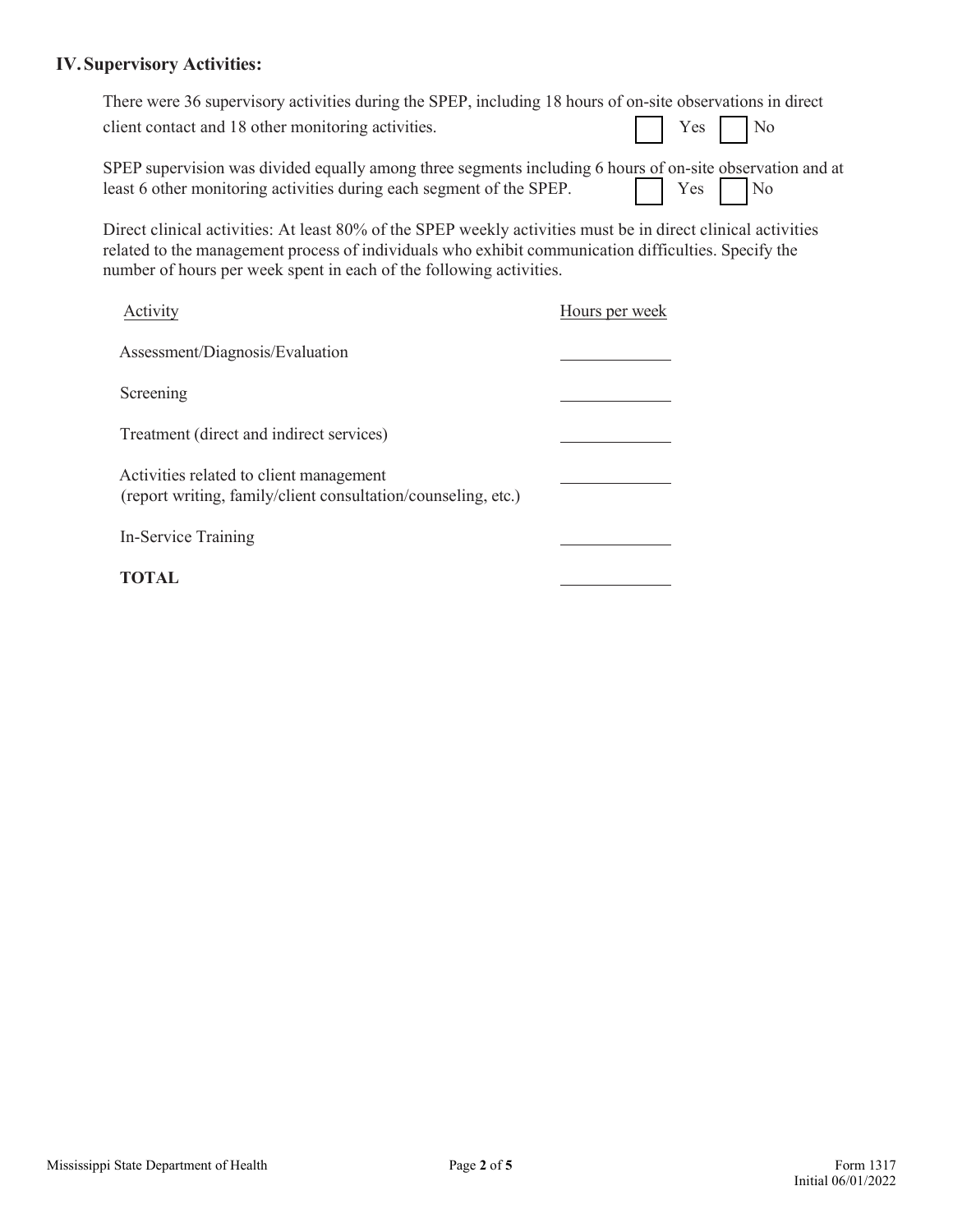## IV. Supervisory Activities:

There were 36 supervisory activities during the SPEP, including 18 hours of on-site observations in direct client contact and 18 other monitoring activities. ☐ Yes ☐ No

SPEP supervision was divided equally among three segments including 6 hours of on-site observation and at least 6 other monitoring activities during each segment of the SPEP. ☐ Yes ☐ No

Direct clinical activities: At least 80% of the SPEP weekly activities must be in direct clinical activities related to the management process of individuals who exhibit communication difficulties. Specify the number of hours per week spent in each of the following activities.

| Activity | Hours per week |
|---|---|
| Assessment/Diagnosis/Evaluation | |
| Screening | |
| Treatment (direct and indirect services) | |
| Activities related to client management (report writing, family/client consultation/counseling, etc.) | |
| In-Service Training | |
| **TOTAL** | |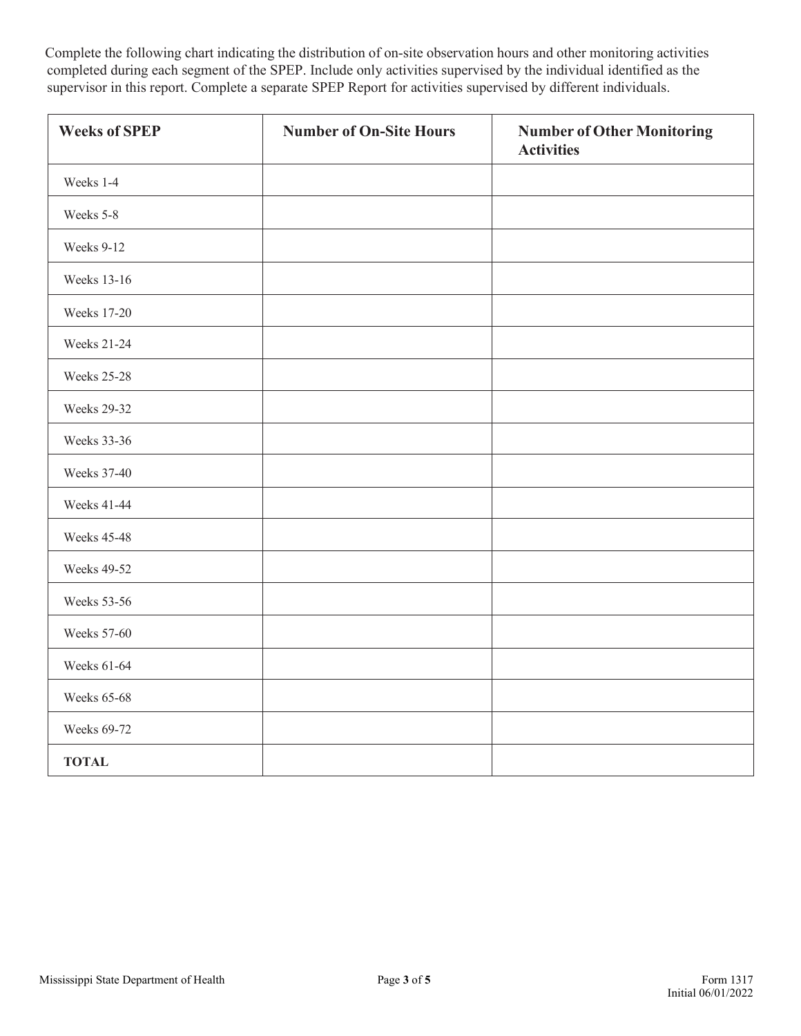Complete the following chart indicating the distribution of on-site observation hours and other monitoring activities completed during each segment of the SPEP. Include only activities supervised by the individual identified as the supervisor in this report. Complete a separate SPEP Report for activities supervised by different individuals.

| Weeks of SPEP | Number of On-Site Hours | Number of Other Monitoring Activities |
|---|---|---|
| Weeks 1-4 | | |
| Weeks 5-8 | | |
| Weeks 9-12 | | |
| Weeks 13-16 | | |
| Weeks 17-20 | | |
| Weeks 21-24 | | |
| Weeks 25-28 | | |
| Weeks 29-32 | | |
| Weeks 33-36 | | |
| Weeks 37-40 | | |
| Weeks 41-44 | | |
| Weeks 45-48 | | |
| Weeks 49-52 | | |
| Weeks 53-56 | | |
| Weeks 57-60 | | |
| Weeks 61-64 | | |
| Weeks 65-68 | | |
| Weeks 69-72 | | |
| **TOTAL** | | |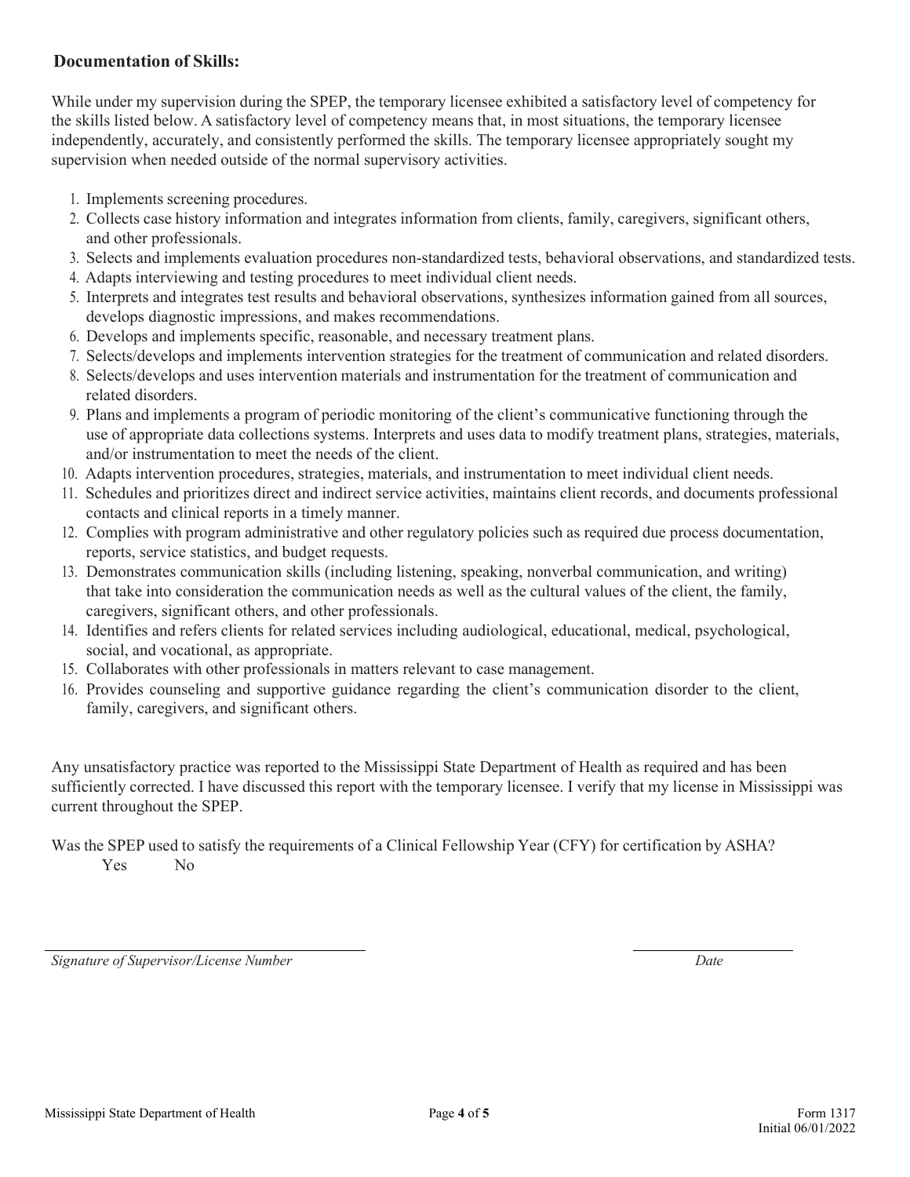## Documentation of Skills:

While under my supervision during the SPEP, the temporary licensee exhibited a satisfactory level of competency for the skills listed below. A satisfactory level of competency means that, in most situations, the temporary licensee independently, accurately, and consistently performed the skills. The temporary licensee appropriately sought my supervision when needed outside of the normal supervisory activities.

1. Implements screening procedures.
2. Collects case history information and integrates information from clients, family, caregivers, significant others, and other professionals.
3. Selects and implements evaluation procedures non-standardized tests, behavioral observations, and standardized tests.
4. Adapts interviewing and testing procedures to meet individual client needs.
5. Interprets and integrates test results and behavioral observations, synthesizes information gained from all sources, develops diagnostic impressions, and makes recommendations.
6. Develops and implements specific, reasonable, and necessary treatment plans.
7. Selects/develops and implements intervention strategies for the treatment of communication and related disorders.
8. Selects/develops and uses intervention materials and instrumentation for the treatment of communication and related disorders.
9. Plans and implements a program of periodic monitoring of the client's communicative functioning through the use of appropriate data collections systems. Interprets and uses data to modify treatment plans, strategies, materials, and/or instrumentation to meet the needs of the client.
10. Adapts intervention procedures, strategies, materials, and instrumentation to meet individual client needs.
11. Schedules and prioritizes direct and indirect service activities, maintains client records, and documents professional contacts and clinical reports in a timely manner.
12. Complies with program administrative and other regulatory policies such as required due process documentation, reports, service statistics, and budget requests.
13. Demonstrates communication skills (including listening, speaking, nonverbal communication, and writing) that take into consideration the communication needs as well as the cultural values of the client, the family, caregivers, significant others, and other professionals.
14. Identifies and refers clients for related services including audiological, educational, medical, psychological, social, and vocational, as appropriate.
15. Collaborates with other professionals in matters relevant to case management.
16. Provides counseling and supportive guidance regarding the client's communication disorder to the client, family, caregivers, and significant others.

Any unsatisfactory practice was reported to the Mississippi State Department of Health as required and has been sufficiently corrected. I have discussed this report with the temporary licensee. I verify that my license in Mississippi was current throughout the SPEP.

Was the SPEP used to satisfy the requirements of a Clinical Fellowship Year (CFY) for certification by ASHA?

Yes No

_______________________________________ _______________

*Signature of Supervisor/License Number* *Date*

Form 1317
Initial 06/01/2022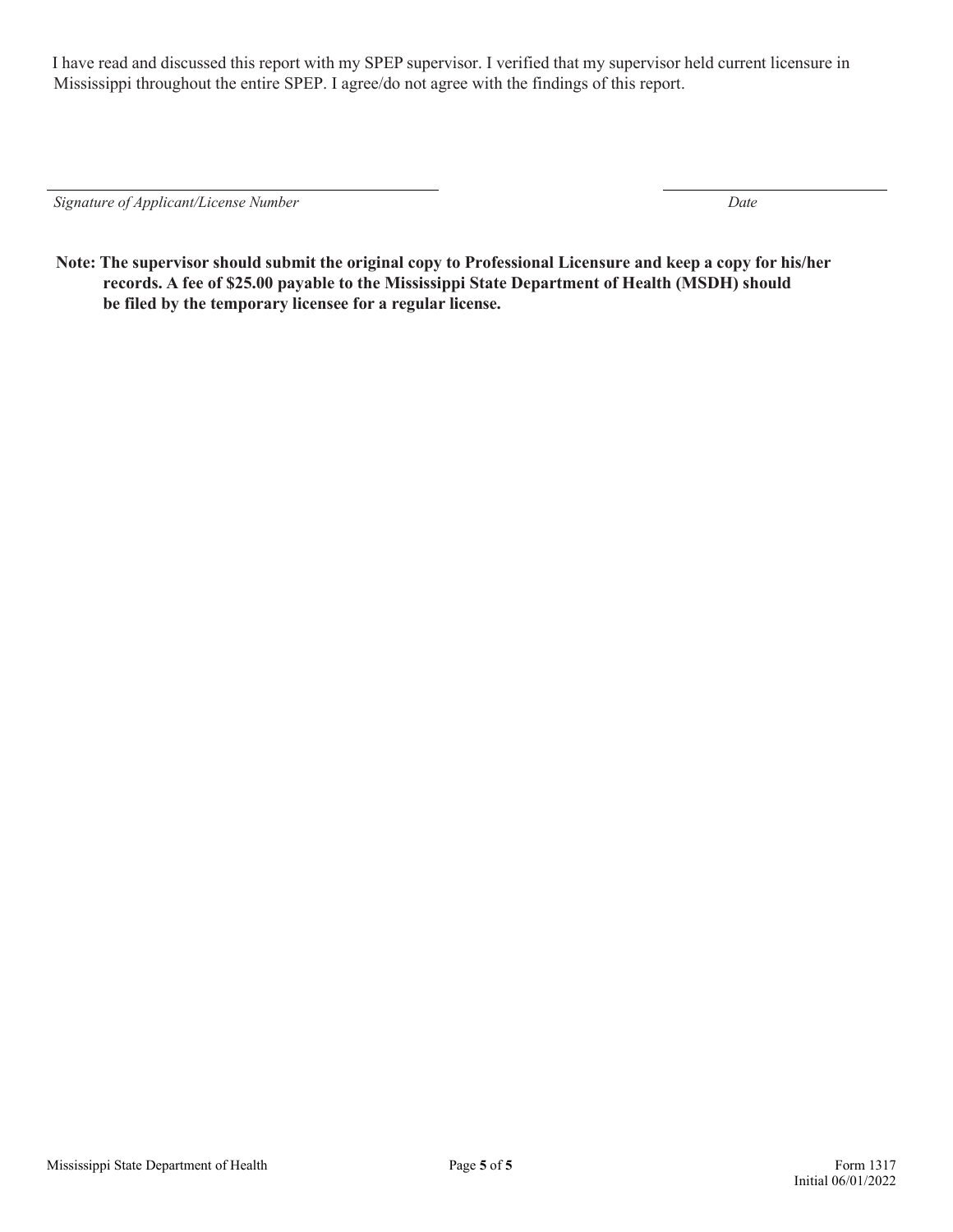I have read and discussed this report with my SPEP supervisor. I verified that my supervisor held current licensure in Mississippi throughout the entire SPEP. I agree/do not agree with the findings of this report.

\_\_\_\_\_\_\_\_\_\_\_\_\_\_\_\_\_\_\_\_\_\_\_\_\_\_\_\_\_\_\_\_\_\_\_\_\_\_\_\_ \_\_\_\_\_\_\_\_\_\_\_\_\_\_\_\_\_\_\_\_

*Signature of Applicant/License Number* *Date*

**Note: The supervisor should submit the original copy to Professional Licensure and keep a copy for his/her records. A fee of $25.00 payable to the Mississippi State Department of Health (MSDH) should be filed by the temporary licensee for a regular license.**